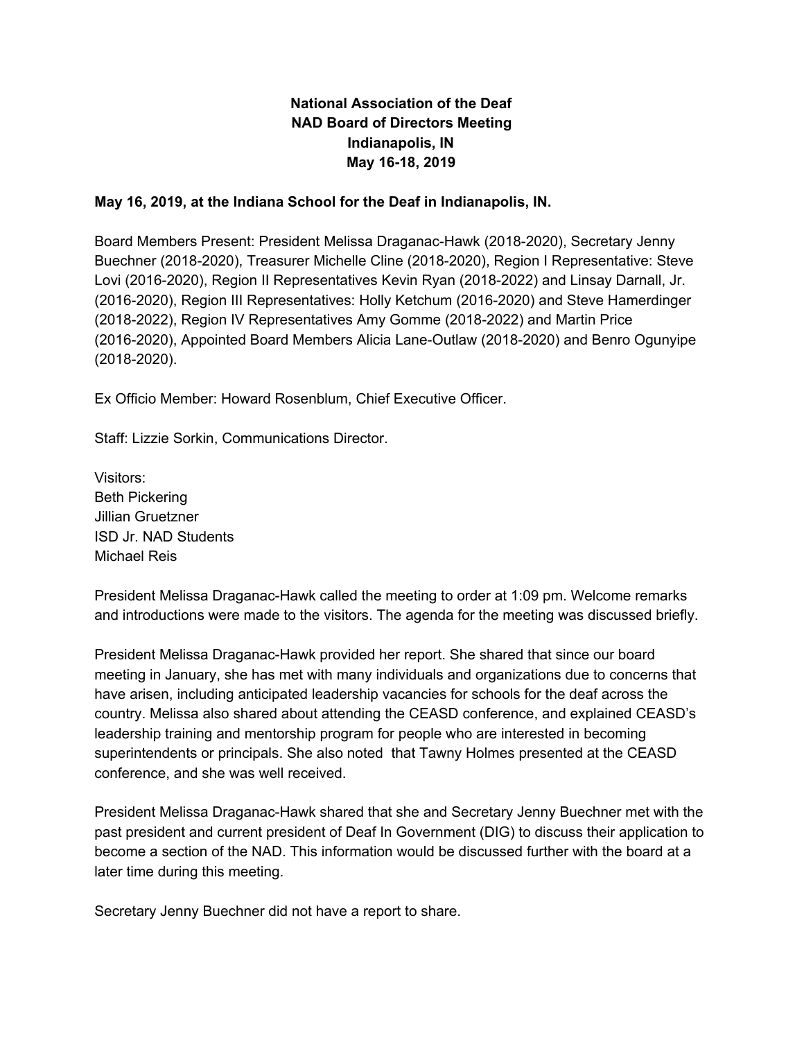# National Association of the Deaf
## NAD Board of Directors Meeting
## Indianapolis, IN
## May 16-18, 2019

**May 16, 2019, at the Indiana School for the Deaf in Indianapolis, IN.**

Board Members Present: President Melissa Draganac-Hawk (2018-2020), Secretary Jenny Buechner (2018-2020), Treasurer Michelle Cline (2018-2020), Region I Representative: Steve Lovi (2016-2020), Region II Representatives Kevin Ryan (2018-2022) and Linsay Darnall, Jr. (2016-2020), Region III Representatives: Holly Ketchum (2016-2020) and Steve Hamerdinger (2018-2022), Region IV Representatives Amy Gomme (2018-2022) and Martin Price (2016-2020), Appointed Board Members Alicia Lane-Outlaw (2018-2020) and Benro Ogunyipe (2018-2020).

Ex Officio Member: Howard Rosenblum, Chief Executive Officer.

Staff: Lizzie Sorkin, Communications Director.

Visitors:
Beth Pickering
Jillian Gruetzner
ISD Jr. NAD Students
Michael Reis

President Melissa Draganac-Hawk called the meeting to order at 1:09 pm. Welcome remarks and introductions were made to the visitors. The agenda for the meeting was discussed briefly.

President Melissa Draganac-Hawk provided her report. She shared that since our board meeting in January, she has met with many individuals and organizations due to concerns that have arisen, including anticipated leadership vacancies for schools for the deaf across the country. Melissa also shared about attending the CEASD conference, and explained CEASD's leadership training and mentorship program for people who are interested in becoming superintendents or principals. She also noted that Tawny Holmes presented at the CEASD conference, and she was well received.

President Melissa Draganac-Hawk shared that she and Secretary Jenny Buechner met with the past president and current president of Deaf In Government (DIG) to discuss their application to become a section of the NAD. This information would be discussed further with the board at a later time during this meeting.

Secretary Jenny Buechner did not have a report to share.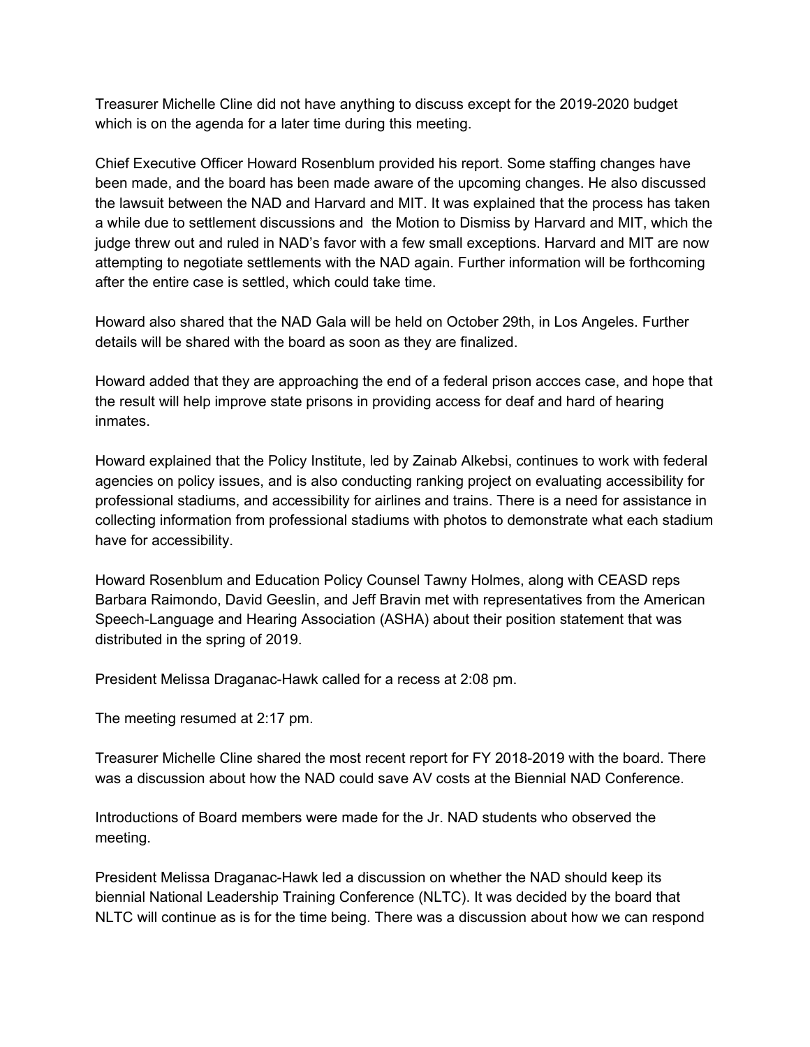Treasurer Michelle Cline did not have anything to discuss except for the 2019-2020 budget which is on the agenda for a later time during this meeting.

Chief Executive Officer Howard Rosenblum provided his report. Some staffing changes have been made, and the board has been made aware of the upcoming changes. He also discussed the lawsuit between the NAD and Harvard and MIT. It was explained that the process has taken a while due to settlement discussions and  the Motion to Dismiss by Harvard and MIT, which the judge threw out and ruled in NAD's favor with a few small exceptions. Harvard and MIT are now attempting to negotiate settlements with the NAD again. Further information will be forthcoming after the entire case is settled, which could take time.

Howard also shared that the NAD Gala will be held on October 29th, in Los Angeles. Further details will be shared with the board as soon as they are finalized.

Howard added that they are approaching the end of a federal prison accces case, and hope that the result will help improve state prisons in providing access for deaf and hard of hearing inmates.

Howard explained that the Policy Institute, led by Zainab Alkebsi, continues to work with federal agencies on policy issues, and is also conducting ranking project on evaluating accessibility for professional stadiums, and accessibility for airlines and trains. There is a need for assistance in collecting information from professional stadiums with photos to demonstrate what each stadium have for accessibility.

Howard Rosenblum and Education Policy Counsel Tawny Holmes, along with CEASD reps Barbara Raimondo, David Geeslin, and Jeff Bravin met with representatives from the American Speech-Language and Hearing Association (ASHA) about their position statement that was distributed in the spring of 2019.

President Melissa Draganac-Hawk called for a recess at 2:08 pm.

The meeting resumed at 2:17 pm.

Treasurer Michelle Cline shared the most recent report for FY 2018-2019 with the board. There was a discussion about how the NAD could save AV costs at the Biennial NAD Conference.

Introductions of Board members were made for the Jr. NAD students who observed the meeting.

President Melissa Draganac-Hawk led a discussion on whether the NAD should keep its biennial National Leadership Training Conference (NLTC). It was decided by the board that NLTC will continue as is for the time being. There was a discussion about how we can respond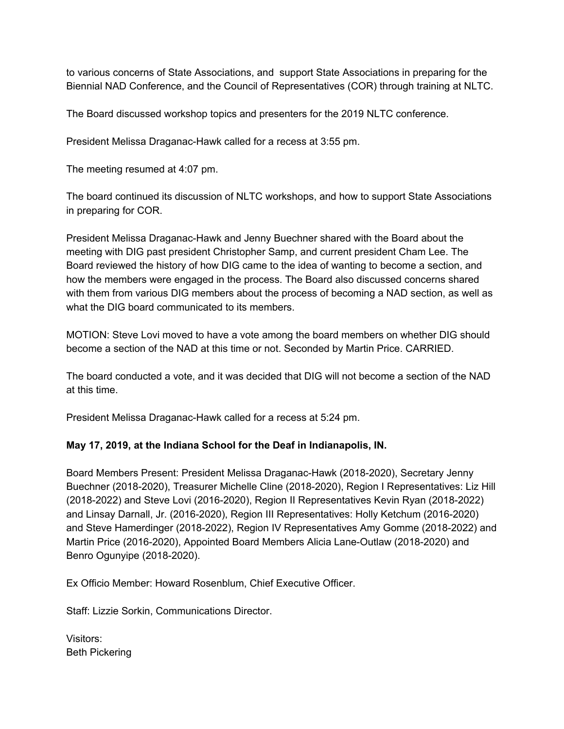to various concerns of State Associations, and support State Associations in preparing for the Biennial NAD Conference, and the Council of Representatives (COR) through training at NLTC.

The Board discussed workshop topics and presenters for the 2019 NLTC conference.

President Melissa Draganac-Hawk called for a recess at 3:55 pm.

The meeting resumed at 4:07 pm.

The board continued its discussion of NLTC workshops, and how to support State Associations in preparing for COR.

President Melissa Draganac-Hawk and Jenny Buechner shared with the Board about the meeting with DIG past president Christopher Samp, and current president Cham Lee. The Board reviewed the history of how DIG came to the idea of wanting to become a section, and how the members were engaged in the process. The Board also discussed concerns shared with them from various DIG members about the process of becoming a NAD section, as well as what the DIG board communicated to its members.

MOTION: Steve Lovi moved to have a vote among the board members on whether DIG should become a section of the NAD at this time or not. Seconded by Martin Price. CARRIED.

The board conducted a vote, and it was decided that DIG will not become a section of the NAD at this time.

President Melissa Draganac-Hawk called for a recess at 5:24 pm.

**May 17, 2019, at the Indiana School for the Deaf in Indianapolis, IN.**

Board Members Present: President Melissa Draganac-Hawk (2018-2020), Secretary Jenny Buechner (2018-2020), Treasurer Michelle Cline (2018-2020), Region I Representatives: Liz Hill (2018-2022) and Steve Lovi (2016-2020), Region II Representatives Kevin Ryan (2018-2022) and Linsay Darnall, Jr. (2016-2020), Region III Representatives: Holly Ketchum (2016-2020) and Steve Hamerdinger (2018-2022), Region IV Representatives Amy Gomme (2018-2022) and Martin Price (2016-2020), Appointed Board Members Alicia Lane-Outlaw (2018-2020) and Benro Ogunyipe (2018-2020).

Ex Officio Member: Howard Rosenblum, Chief Executive Officer.

Staff: Lizzie Sorkin, Communications Director.

Visitors:
Beth Pickering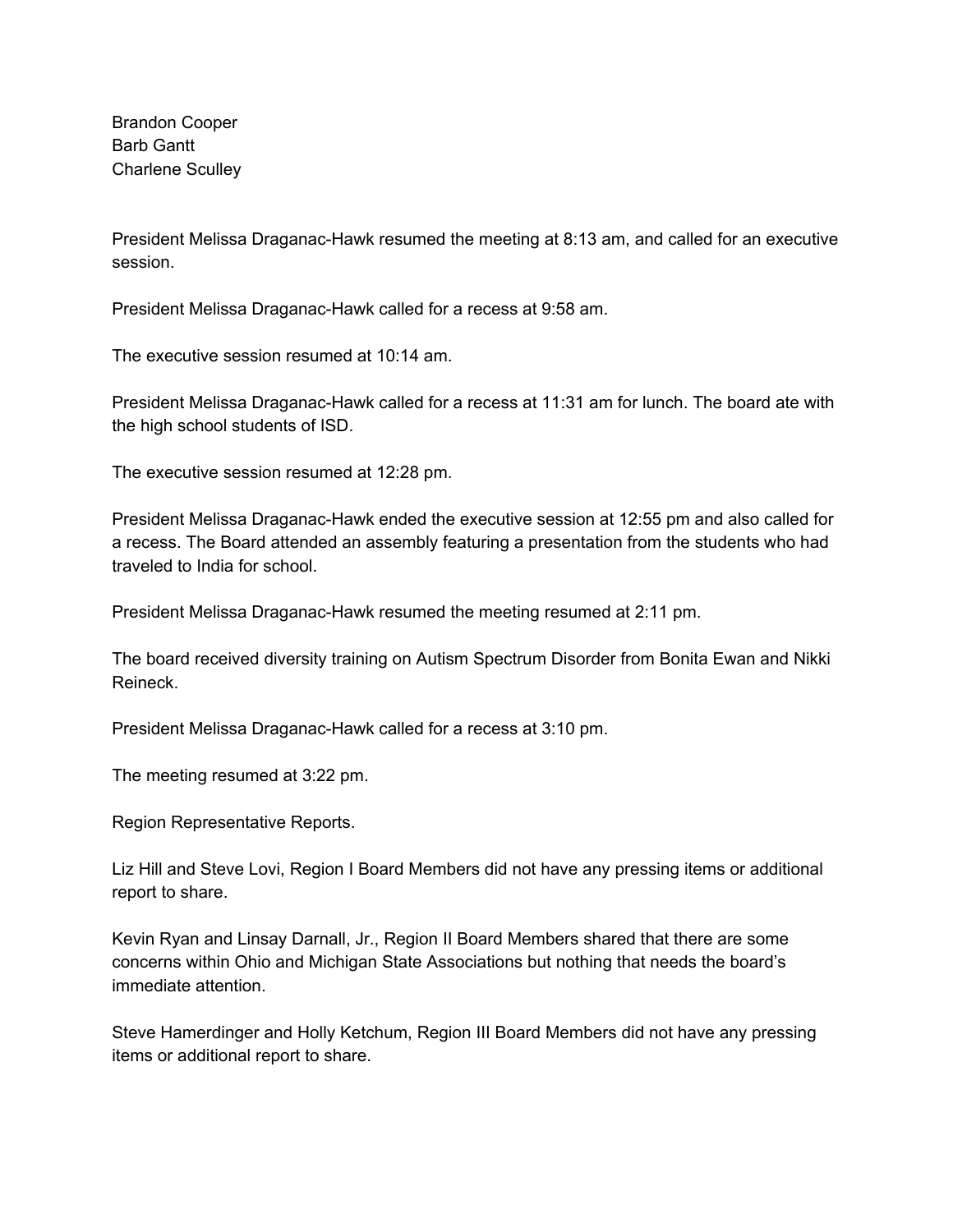Brandon Cooper
Barb Gantt
Charlene Sculley

President Melissa Draganac-Hawk resumed the meeting at 8:13 am, and called for an executive session.

President Melissa Draganac-Hawk called for a recess at 9:58 am.

The executive session resumed at 10:14 am.

President Melissa Draganac-Hawk called for a recess at 11:31 am for lunch. The board ate with the high school students of ISD.

The executive session resumed at 12:28 pm.

President Melissa Draganac-Hawk ended the executive session at 12:55 pm and also called for a recess. The Board attended an assembly featuring a presentation from the students who had traveled to India for school.

President Melissa Draganac-Hawk resumed the meeting resumed at 2:11 pm.

The board received diversity training on Autism Spectrum Disorder from Bonita Ewan and Nikki Reineck.

President Melissa Draganac-Hawk called for a recess at 3:10 pm.

The meeting resumed at 3:22 pm.

Region Representative Reports.

Liz Hill and Steve Lovi, Region I Board Members did not have any pressing items or additional report to share.

Kevin Ryan and Linsay Darnall, Jr., Region II Board Members shared that there are some concerns within Ohio and Michigan State Associations but nothing that needs the board's immediate attention.

Steve Hamerdinger and Holly Ketchum, Region III Board Members did not have any pressing items or additional report to share.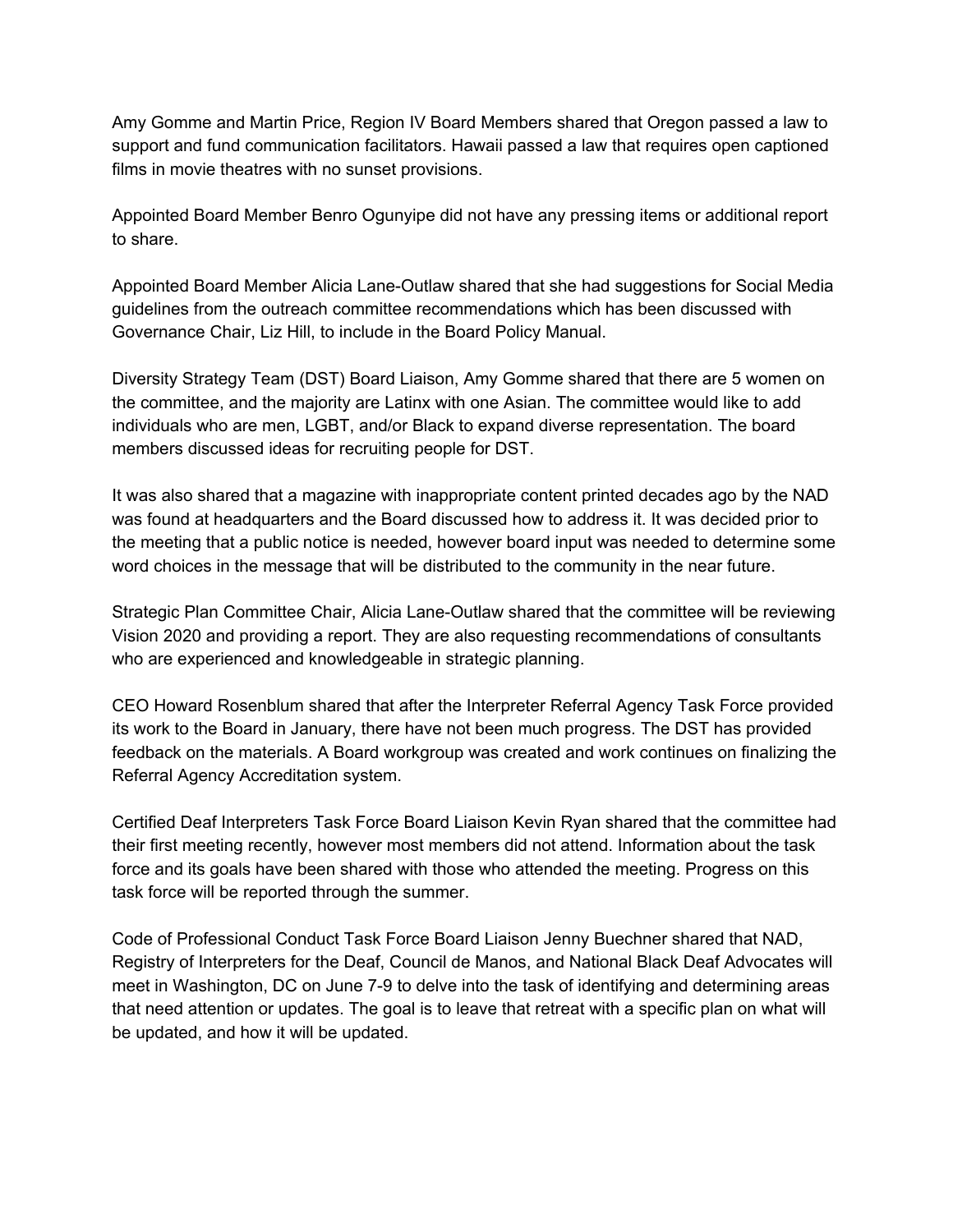Amy Gomme and Martin Price, Region IV Board Members shared that Oregon passed a law to support and fund communication facilitators. Hawaii passed a law that requires open captioned films in movie theatres with no sunset provisions.

Appointed Board Member Benro Ogunyipe did not have any pressing items or additional report to share.

Appointed Board Member Alicia Lane-Outlaw shared that she had suggestions for Social Media guidelines from the outreach committee recommendations which has been discussed with Governance Chair, Liz Hill, to include in the Board Policy Manual.

Diversity Strategy Team (DST) Board Liaison, Amy Gomme shared that there are 5 women on the committee, and the majority are Latinx with one Asian. The committee would like to add individuals who are men, LGBT, and/or Black to expand diverse representation. The board members discussed ideas for recruiting people for DST.

It was also shared that a magazine with inappropriate content printed decades ago by the NAD was found at headquarters and the Board discussed how to address it. It was decided prior to the meeting that a public notice is needed, however board input was needed to determine some word choices in the message that will be distributed to the community in the near future.

Strategic Plan Committee Chair, Alicia Lane-Outlaw shared that the committee will be reviewing Vision 2020 and providing a report. They are also requesting recommendations of consultants who are experienced and knowledgeable in strategic planning.

CEO Howard Rosenblum shared that after the Interpreter Referral Agency Task Force provided its work to the Board in January, there have not been much progress. The DST has provided feedback on the materials. A Board workgroup was created and work continues on finalizing the Referral Agency Accreditation system.

Certified Deaf Interpreters Task Force Board Liaison Kevin Ryan shared that the committee had their first meeting recently, however most members did not attend. Information about the task force and its goals have been shared with those who attended the meeting. Progress on this task force will be reported through the summer.

Code of Professional Conduct Task Force Board Liaison Jenny Buechner shared that NAD, Registry of Interpreters for the Deaf, Council de Manos, and National Black Deaf Advocates will meet in Washington, DC on June 7-9 to delve into the task of identifying and determining areas that need attention or updates. The goal is to leave that retreat with a specific plan on what will be updated, and how it will be updated.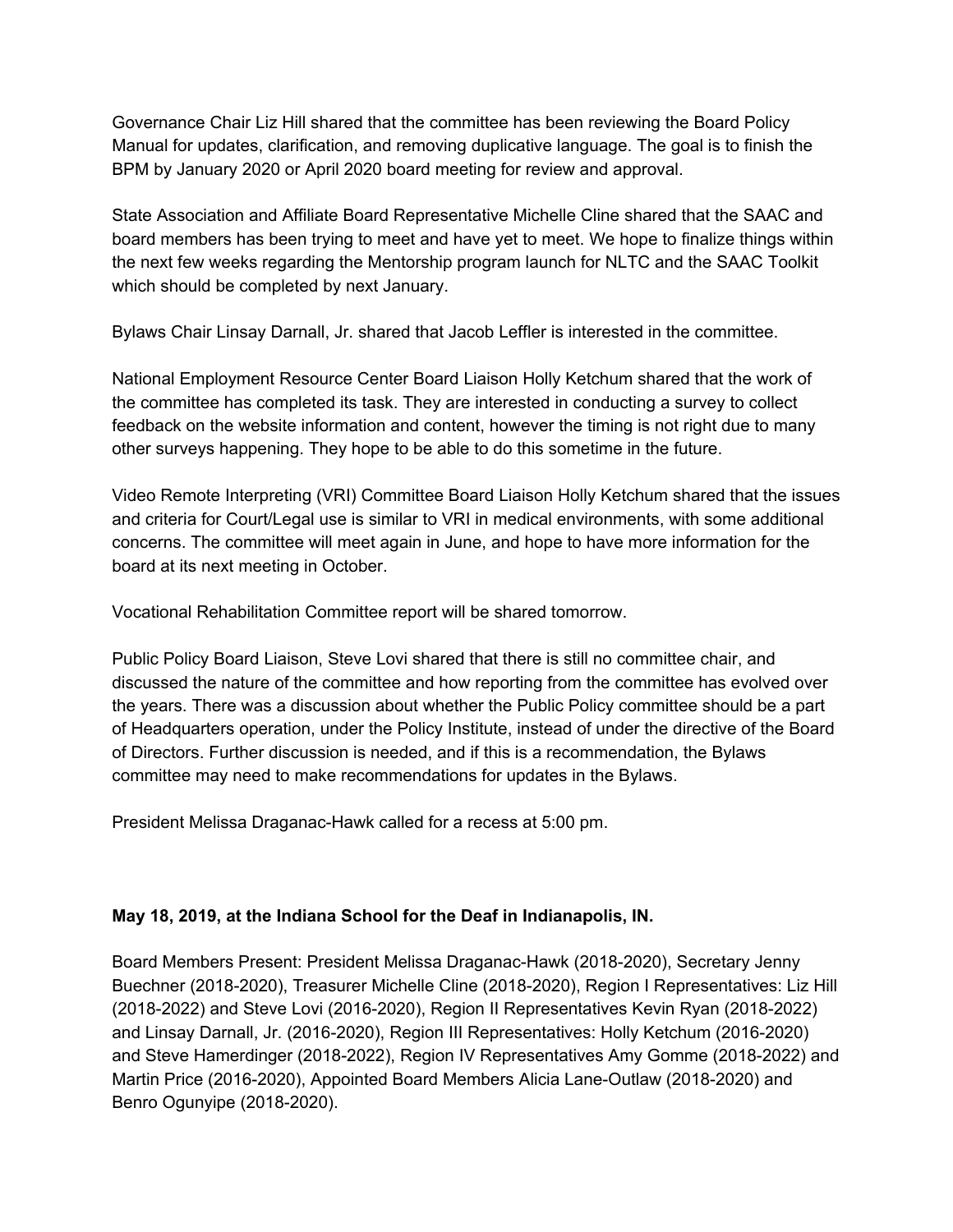Governance Chair Liz Hill shared that the committee has been reviewing the Board Policy Manual for updates, clarification, and removing duplicative language. The goal is to finish the BPM by January 2020 or April 2020 board meeting for review and approval.

State Association and Affiliate Board Representative Michelle Cline shared that the SAAC and board members has been trying to meet and have yet to meet. We hope to finalize things within the next few weeks regarding the Mentorship program launch for NLTC and the SAAC Toolkit which should be completed by next January.

Bylaws Chair Linsay Darnall, Jr. shared that Jacob Leffler is interested in the committee.

National Employment Resource Center Board Liaison Holly Ketchum shared that the work of the committee has completed its task. They are interested in conducting a survey to collect feedback on the website information and content, however the timing is not right due to many other surveys happening. They hope to be able to do this sometime in the future.

Video Remote Interpreting (VRI) Committee Board Liaison Holly Ketchum shared that the issues and criteria for Court/Legal use is similar to VRI in medical environments, with some additional concerns. The committee will meet again in June, and hope to have more information for the board at its next meeting in October.

Vocational Rehabilitation Committee report will be shared tomorrow.

Public Policy Board Liaison, Steve Lovi shared that there is still no committee chair, and discussed the nature of the committee and how reporting from the committee has evolved over the years. There was a discussion about whether the Public Policy committee should be a part of Headquarters operation, under the Policy Institute, instead of under the directive of the Board of Directors. Further discussion is needed, and if this is a recommendation, the Bylaws committee may need to make recommendations for updates in the Bylaws.

President Melissa Draganac-Hawk called for a recess at 5:00 pm.

**May 18, 2019, at the Indiana School for the Deaf in Indianapolis, IN.**

Board Members Present: President Melissa Draganac-Hawk (2018-2020), Secretary Jenny Buechner (2018-2020), Treasurer Michelle Cline (2018-2020), Region I Representatives: Liz Hill (2018-2022) and Steve Lovi (2016-2020), Region II Representatives Kevin Ryan (2018-2022) and Linsay Darnall, Jr. (2016-2020), Region III Representatives: Holly Ketchum (2016-2020) and Steve Hamerdinger (2018-2022), Region IV Representatives Amy Gomme (2018-2022) and Martin Price (2016-2020), Appointed Board Members Alicia Lane-Outlaw (2018-2020) and Benro Ogunyipe (2018-2020).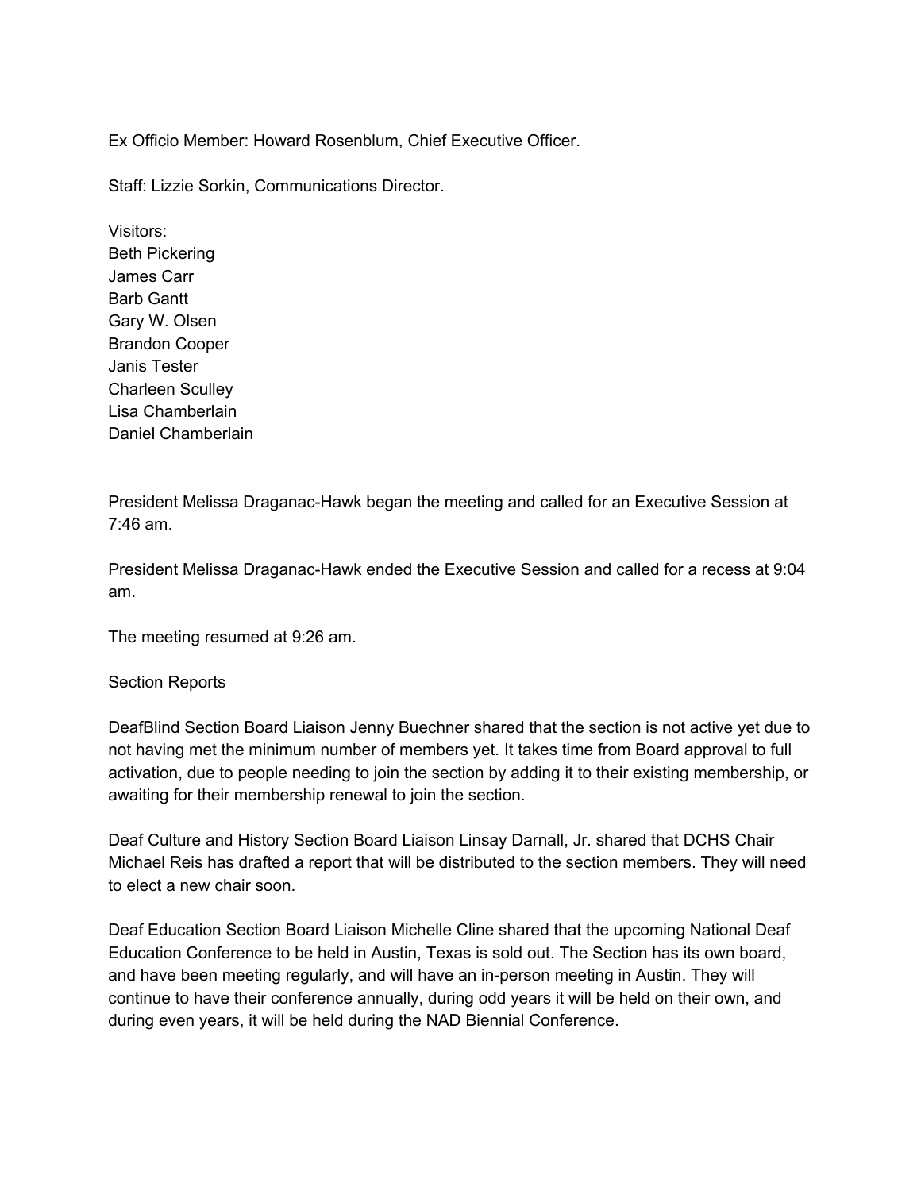Ex Officio Member: Howard Rosenblum, Chief Executive Officer.

Staff: Lizzie Sorkin, Communications Director.

Visitors:
Beth Pickering
James Carr
Barb Gantt
Gary W. Olsen
Brandon Cooper
Janis Tester
Charleen Sculley
Lisa Chamberlain
Daniel Chamberlain

President Melissa Draganac-Hawk began the meeting and called for an Executive Session at 7:46 am.

President Melissa Draganac-Hawk ended the Executive Session and called for a recess at 9:04 am.

The meeting resumed at 9:26 am.

Section Reports

DeafBlind Section Board Liaison Jenny Buechner shared that the section is not active yet due to not having met the minimum number of members yet. It takes time from Board approval to full activation, due to people needing to join the section by adding it to their existing membership, or awaiting for their membership renewal to join the section.

Deaf Culture and History Section Board Liaison Linsay Darnall, Jr. shared that DCHS Chair Michael Reis has drafted a report that will be distributed to the section members. They will need to elect a new chair soon.

Deaf Education Section Board Liaison Michelle Cline shared that the upcoming National Deaf Education Conference to be held in Austin, Texas is sold out. The Section has its own board, and have been meeting regularly, and will have an in-person meeting in Austin. They will continue to have their conference annually, during odd years it will be held on their own, and during even years, it will be held during the NAD Biennial Conference.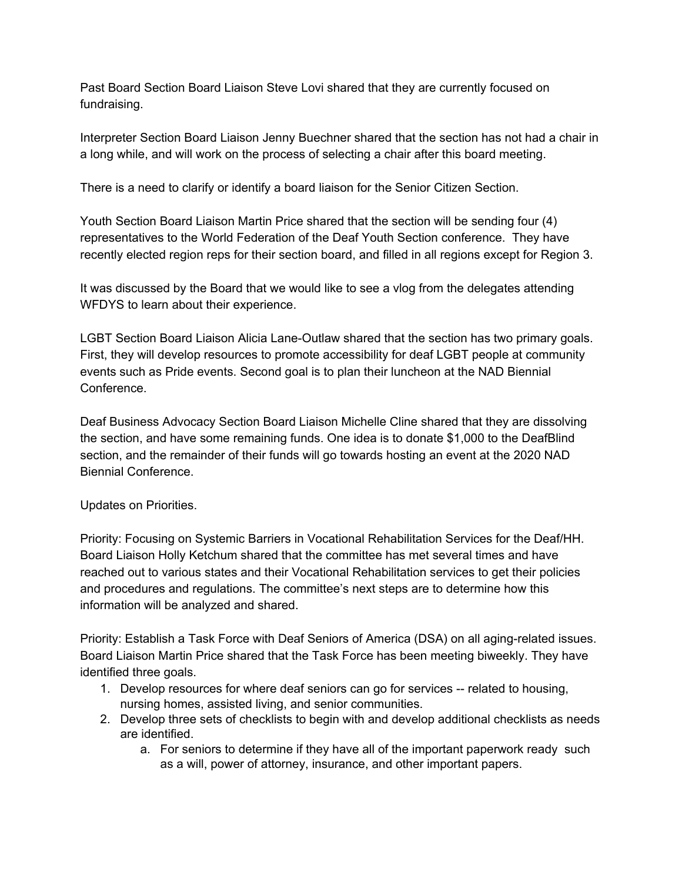Past Board Section Board Liaison Steve Lovi shared that they are currently focused on fundraising.

Interpreter Section Board Liaison Jenny Buechner shared that the section has not had a chair in a long while, and will work on the process of selecting a chair after this board meeting.

There is a need to clarify or identify a board liaison for the Senior Citizen Section.

Youth Section Board Liaison Martin Price shared that the section will be sending four (4) representatives to the World Federation of the Deaf Youth Section conference. They have recently elected region reps for their section board, and filled in all regions except for Region 3.

It was discussed by the Board that we would like to see a vlog from the delegates attending WFDYS to learn about their experience.

LGBT Section Board Liaison Alicia Lane-Outlaw shared that the section has two primary goals. First, they will develop resources to promote accessibility for deaf LGBT people at community events such as Pride events. Second goal is to plan their luncheon at the NAD Biennial Conference.

Deaf Business Advocacy Section Board Liaison Michelle Cline shared that they are dissolving the section, and have some remaining funds. One idea is to donate $1,000 to the DeafBlind section, and the remainder of their funds will go towards hosting an event at the 2020 NAD Biennial Conference.

Updates on Priorities.

Priority: Focusing on Systemic Barriers in Vocational Rehabilitation Services for the Deaf/HH. Board Liaison Holly Ketchum shared that the committee has met several times and have reached out to various states and their Vocational Rehabilitation services to get their policies and procedures and regulations. The committee's next steps are to determine how this information will be analyzed and shared.

Priority: Establish a Task Force with Deaf Seniors of America (DSA) on all aging-related issues. Board Liaison Martin Price shared that the Task Force has been meeting biweekly. They have identified three goals.

1. Develop resources for where deaf seniors can go for services -- related to housing, nursing homes, assisted living, and senior communities.
2. Develop three sets of checklists to begin with and develop additional checklists as needs are identified.
   a. For seniors to determine if they have all of the important paperwork ready such as a will, power of attorney, insurance, and other important papers.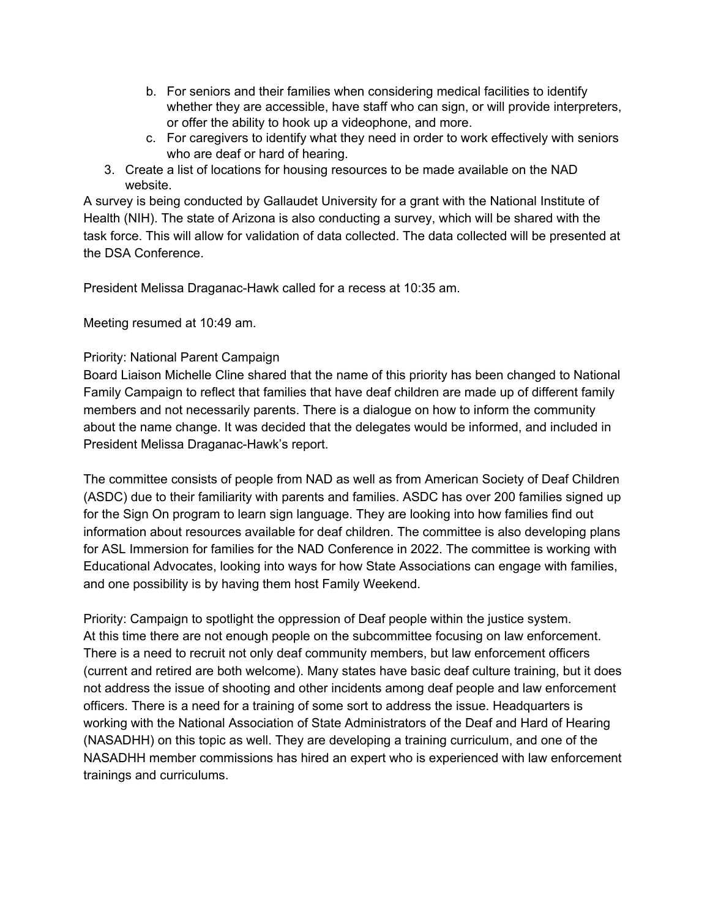b. For seniors and their families when considering medical facilities to identify whether they are accessible, have staff who can sign, or will provide interpreters, or offer the ability to hook up a videophone, and more.
   c. For caregivers to identify what they need in order to work effectively with seniors who are deaf or hard of hearing.
3. Create a list of locations for housing resources to be made available on the NAD website.

A survey is being conducted by Gallaudet University for a grant with the National Institute of Health (NIH). The state of Arizona is also conducting a survey, which will be shared with the task force. This will allow for validation of data collected. The data collected will be presented at the DSA Conference.

President Melissa Draganac-Hawk called for a recess at 10:35 am.

Meeting resumed at 10:49 am.

Priority: National Parent Campaign
Board Liaison Michelle Cline shared that the name of this priority has been changed to National Family Campaign to reflect that families that have deaf children are made up of different family members and not necessarily parents. There is a dialogue on how to inform the community about the name change. It was decided that the delegates would be informed, and included in President Melissa Draganac-Hawk's report.

The committee consists of people from NAD as well as from American Society of Deaf Children (ASDC) due to their familiarity with parents and families. ASDC has over 200 families signed up for the Sign On program to learn sign language. They are looking into how families find out information about resources available for deaf children. The committee is also developing plans for ASL Immersion for families for the NAD Conference in 2022. The committee is working with Educational Advocates, looking into ways for how State Associations can engage with families, and one possibility is by having them host Family Weekend.

Priority: Campaign to spotlight the oppression of Deaf people within the justice system.
At this time there are not enough people on the subcommittee focusing on law enforcement. There is a need to recruit not only deaf community members, but law enforcement officers (current and retired are both welcome). Many states have basic deaf culture training, but it does not address the issue of shooting and other incidents among deaf people and law enforcement officers. There is a need for a training of some sort to address the issue. Headquarters is working with the National Association of State Administrators of the Deaf and Hard of Hearing (NASADHH) on this topic as well. They are developing a training curriculum, and one of the NASADHH member commissions has hired an expert who is experienced with law enforcement trainings and curriculums.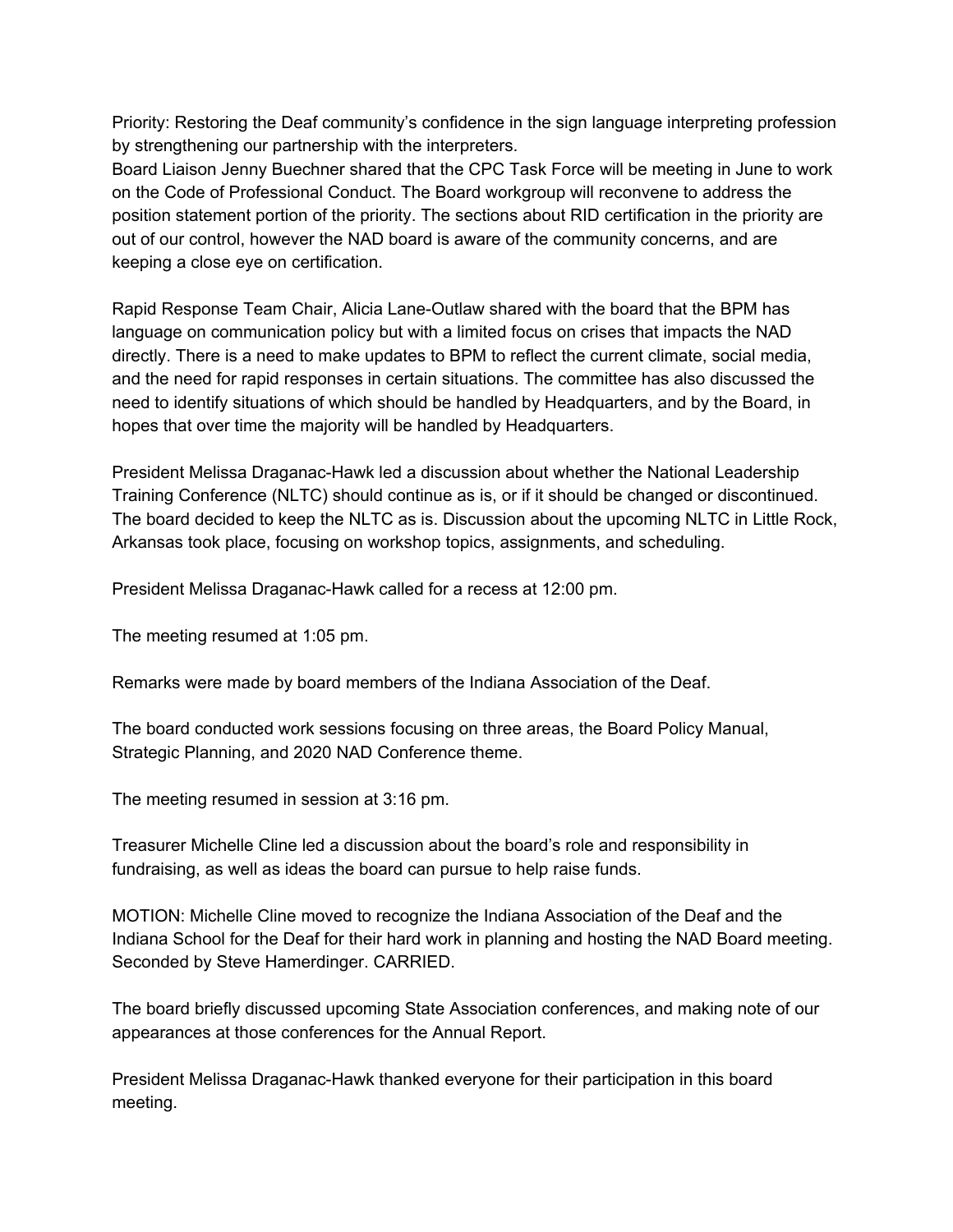Priority: Restoring the Deaf community's confidence in the sign language interpreting profession by strengthening our partnership with the interpreters.
Board Liaison Jenny Buechner shared that the CPC Task Force will be meeting in June to work on the Code of Professional Conduct. The Board workgroup will reconvene to address the position statement portion of the priority. The sections about RID certification in the priority are out of our control, however the NAD board is aware of the community concerns, and are keeping a close eye on certification.

Rapid Response Team Chair, Alicia Lane-Outlaw shared with the board that the BPM has language on communication policy but with a limited focus on crises that impacts the NAD directly. There is a need to make updates to BPM to reflect the current climate, social media, and the need for rapid responses in certain situations. The committee has also discussed the need to identify situations of which should be handled by Headquarters, and by the Board, in hopes that over time the majority will be handled by Headquarters.

President Melissa Draganac-Hawk led a discussion about whether the National Leadership Training Conference (NLTC) should continue as is, or if it should be changed or discontinued. The board decided to keep the NLTC as is. Discussion about the upcoming NLTC in Little Rock, Arkansas took place, focusing on workshop topics, assignments, and scheduling.

President Melissa Draganac-Hawk called for a recess at 12:00 pm.

The meeting resumed at 1:05 pm.

Remarks were made by board members of the Indiana Association of the Deaf.

The board conducted work sessions focusing on three areas, the Board Policy Manual, Strategic Planning, and 2020 NAD Conference theme.

The meeting resumed in session at 3:16 pm.

Treasurer Michelle Cline led a discussion about the board's role and responsibility in fundraising, as well as ideas the board can pursue to help raise funds.

MOTION: Michelle Cline moved to recognize the Indiana Association of the Deaf and the Indiana School for the Deaf for their hard work in planning and hosting the NAD Board meeting. Seconded by Steve Hamerdinger. CARRIED.

The board briefly discussed upcoming State Association conferences, and making note of our appearances at those conferences for the Annual Report.

President Melissa Draganac-Hawk thanked everyone for their participation in this board meeting.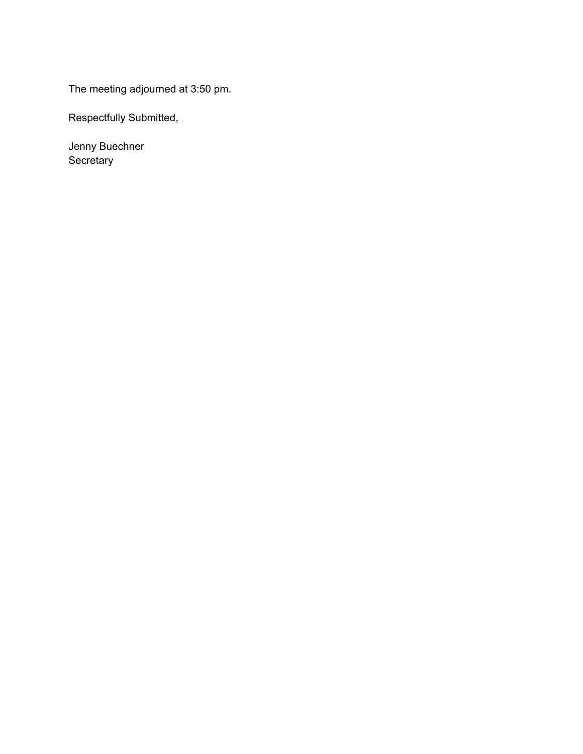The meeting adjourned at 3:50 pm.

Respectfully Submitted,

Jenny Buechner
Secretary